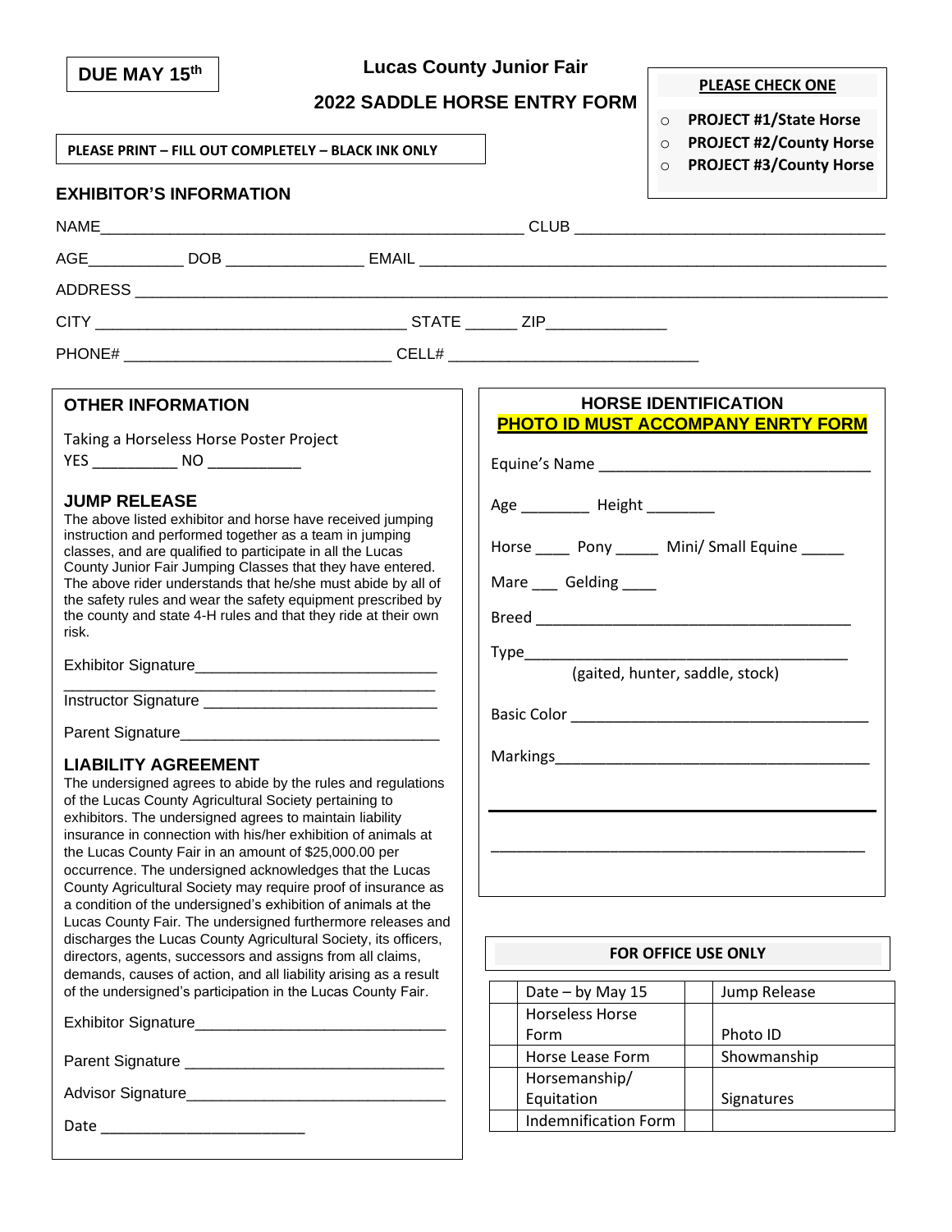**DUE MAY 15th**

# Lucas County Junior Fair

## 2022 SADDLE HORSE ENTRY FORM

**PLEASE CHECK ONE**

- ○ **PROJECT #1/State Horse**
- ○ **PROJECT #2/County Horse**
- ○ **PROJECT #3/County Horse**

**PLEASE PRINT – FILL OUT COMPLETELY – BLACK INK ONLY**

### EXHIBITOR'S INFORMATION

NAME_______________________________________________ CLUB ___________________________________

AGE___________ DOB _______________ EMAIL _____________________________________________________

ADDRESS ___________________________________________________________________________________

CITY __________________________________ STATE ______ ZIP_____________

PHONE# ______________________________ CELL# ____________________________

### OTHER INFORMATION

Taking a Horseless Horse Poster Project

YES __________ NO ___________

### JUMP RELEASE

The above listed exhibitor and horse have received jumping instruction and performed together as a team in jumping classes, and are qualified to participate in all the Lucas County Junior Fair Jumping Classes that they have entered. The above rider understands that he/she must abide by all of the safety rules and wear the safety equipment prescribed by the county and state 4-H rules and that they ride at their own risk.

Exhibitor Signature____________________________

_____________________________________________

Instructor Signature ___________________________

Parent Signature______________________________

### LIABILITY AGREEMENT

The undersigned agrees to abide by the rules and regulations of the Lucas County Agricultural Society pertaining to exhibitors. The undersigned agrees to maintain liability insurance in connection with his/her exhibition of animals at the Lucas County Fair in an amount of $25,000.00 per occurrence. The undersigned acknowledges that the Lucas County Agricultural Society may require proof of insurance as a condition of the undersigned's exhibition of animals at the Lucas County Fair. The undersigned furthermore releases and discharges the Lucas County Agricultural Society, its officers, directors, agents, successors and assigns from all claims, demands, causes of action, and all liability arising as a result of the undersigned's participation in the Lucas County Fair.

Exhibitor Signature____________________________

Parent Signature ______________________________

Advisor Signature______________________________

Date _______________________

### HORSE IDENTIFICATION

**PHOTO ID MUST ACCOMPANY ENRTY FORM**

Equine's Name ________________________________

Age ________ Height ________

Horse ____ Pony _____ Mini/ Small Equine _____

Mare ___ Gelding ____

Breed _____________________________________

Type_______________________________________

(gaited, hunter, saddle, stock)

Basic Color __________________________________

Markings____________________________________

_____________________________________________

_____________________________________________

**FOR OFFICE USE ONLY**

| | | | |
|---|---|---|---|
| | Date – by May 15 | | Jump Release |
| | Horseless Horse Form | | Photo ID |
| | Horse Lease Form | | Showmanship |
| | Horsemanship/ Equitation | | Signatures |
| | Indemnification Form | | |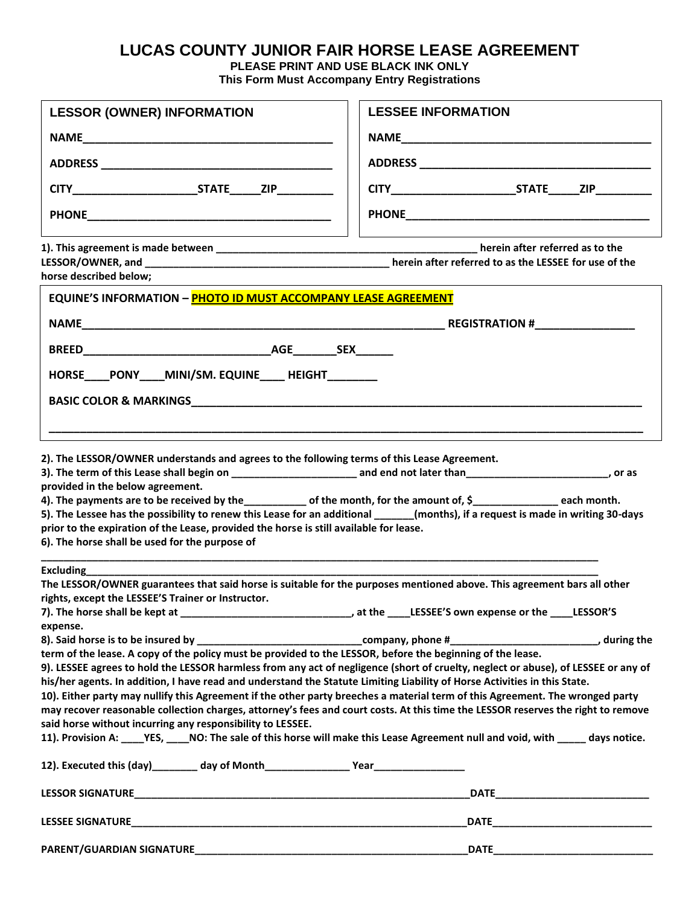# LUCAS COUNTY JUNIOR FAIR HORSE LEASE AGREEMENT

**PLEASE PRINT AND USE BLACK INK ONLY**

**This Form Must Accompany Entry Registrations**

## LESSOR (OWNER) INFORMATION

**NAME**_______________________________________

**ADDRESS** ____________________________________

**CITY**____________________**STATE**_____**ZIP**_________

**PHONE**______________________________________

## LESSEE INFORMATION

**NAME**_______________________________________

**ADDRESS** ____________________________________

**CITY**____________________**STATE**_____**ZIP**_________

**PHONE**______________________________________

**1). This agreement is made between _____________________________________________ herein after referred as to the LESSOR/OWNER, and __________________________________________ herein after referred to as the LESSEE for use of the horse described below;**

**EQUINE'S INFORMATION – PHOTO ID MUST ACCOMPANY LEASE AGREEMENT**

**NAME**_____________________________________________________________ **REGISTRATION #**________________

**BREED**_______________________________**AGE**_______**SEX**______

**HORSE**____**PONY**____**MINI/SM. EQUINE**____ **HEIGHT**________

**BASIC COLOR & MARKINGS**_____________________________________________________________________________

_______________________________________________________________________________________________________

**2). The LESSOR/OWNER understands and agrees to the following terms of this Lease Agreement.**

**3). The term of this Lease shall begin on ______________________ and end not later than_________________________, or as provided in the below agreement.**

**4). The payments are to be received by the___________ of the month, for the amount of, $_______________ each month.**

**5). The Lessee has the possibility to renew this Lease for an additional _______(months), if a request is made in writing 30-days prior to the expiration of the Lease, provided the horse is still available for lease.**

**6). The horse shall be used for the purpose of**

_______________________________________________________________________________________________

**Excluding**______________________________________________________________________________________

**The LESSOR/OWNER guarantees that said horse is suitable for the purposes mentioned above. This agreement bars all other rights, except the LESSEE'S Trainer or Instructor.**

**7). The horse shall be kept at _______________________________, at the ____LESSEE'S own expense or the ____LESSOR'S expense.**

**8). Said horse is to be insured by ______________________________company, phone #__________________________, during the term of the lease. A copy of the policy must be provided to the LESSOR, before the beginning of the lease.**

**9). LESSEE agrees to hold the LESSOR harmless from any act of negligence (short of cruelty, neglect or abuse), of LESSEE or any of his/her agents. In addition, I have read and understand the Statute Limiting Liability of Horse Activities in this State.**

**10). Either party may nullify this Agreement if the other party breeches a material term of this Agreement. The wronged party may recover reasonable collection charges, attorney's fees and court costs. At this time the LESSOR reserves the right to remove said horse without incurring any responsibility to LESSEE.**

**11). Provision A: ____YES, ____NO: The sale of this horse will make this Lease Agreement null and void, with _____ days notice.**

**12). Executed this (day)________ day of Month_______________ Year________________**

**LESSOR SIGNATURE**_________________________________________________________**DATE**___________________________

**LESSEE SIGNATURE**_________________________________________________________**DATE**____________________________

**PARENT/GUARDIAN SIGNATURE**_______________________________________________**DATE**____________________________